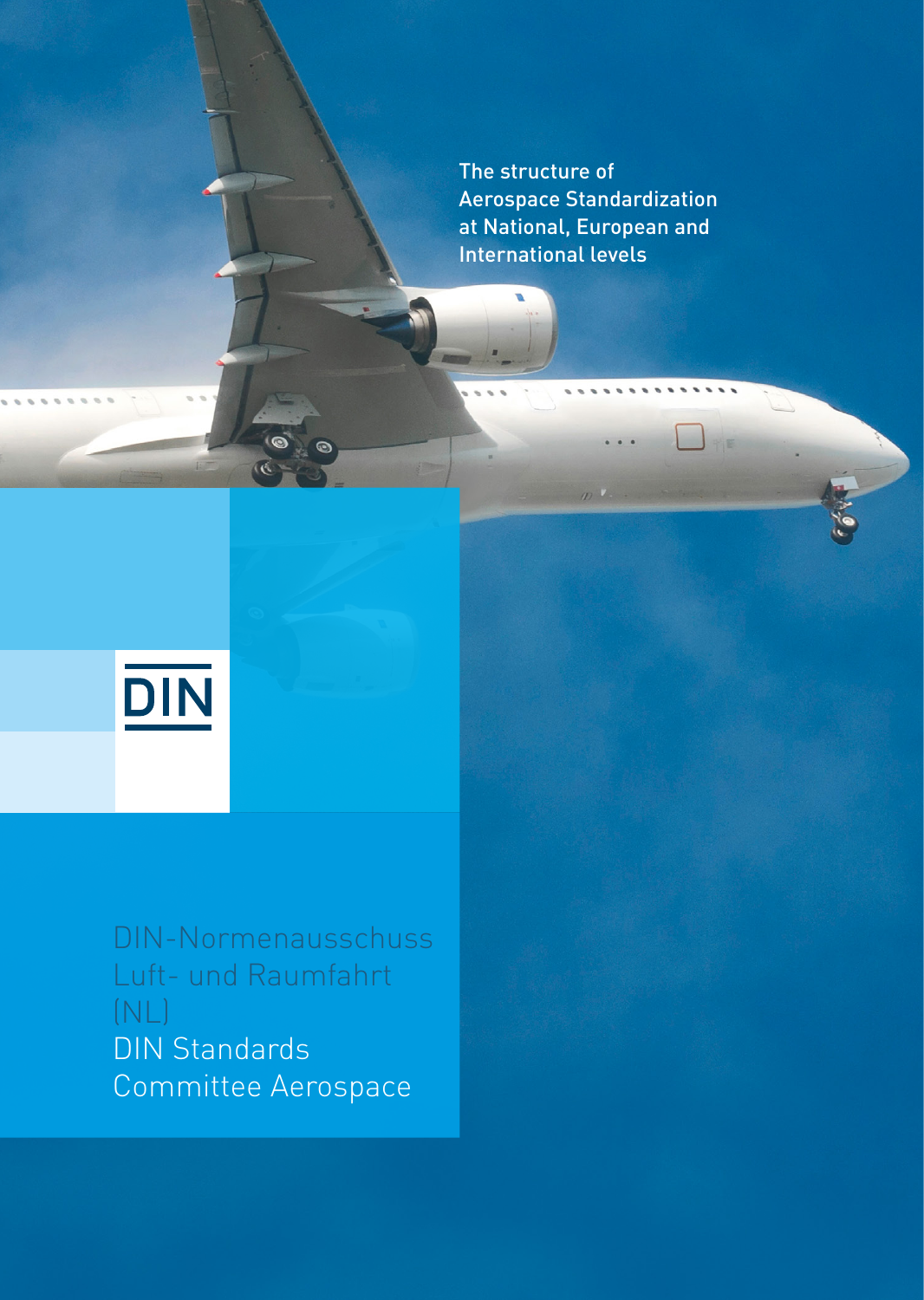# The structure of Aerospace Standardization at National, European and International levels

DIN

DIN-Normenausschuss Luft- und Raumfahrt (NL)

DIN Standards Committee Aerospace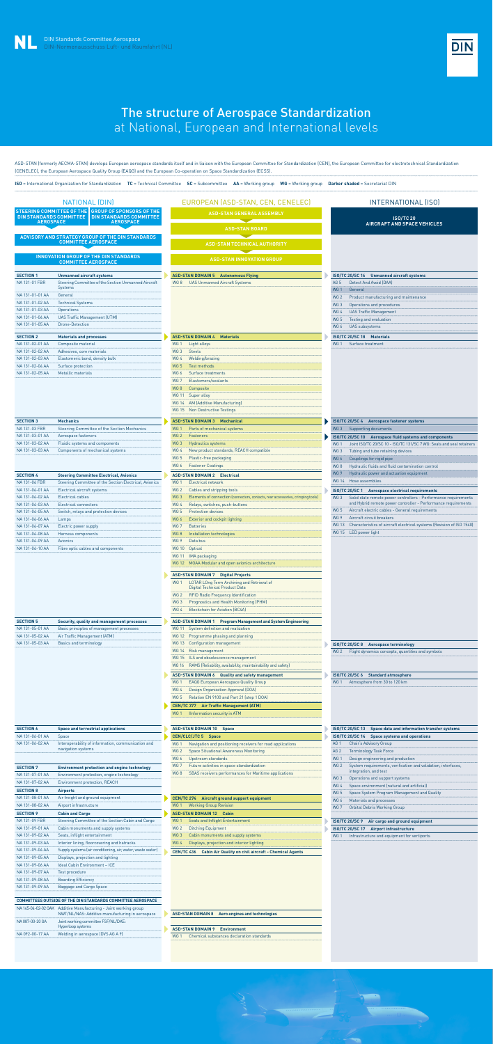# The structure of Aerospace Standardization at National, European and International levels

ASD-STAN (formerly AECMA-STAN) develops European aerospace standards itself and in liaison with the European Committee for Standardization (CEN), the European Committee for electrotechnical Standardization (CENELEC), the European Aerospace Quality Group (EAQG) and the European Co-operation on Space Standardization (ECSS).

**ISO** = International Organization for Standardization **TC** = Technical Committee **SC** = Subcommittee **AA** = Working group **WG** = Working group **Darker shaded** = Secretariat DIN

## NATIONAL (DIN)

**STEERING COMMITTEE OF THE DIN STANDARDS COMMITTEE AEROSPACE** | **GROUP OF SPONSORS OF THE DIN STANDARDS COMMITTEE AEROSPACE**

**ADVISORY AND STRATEGY GROUP OF THE DIN STANDARDS COMMITTEE AEROSPACE**

**INNOVATION GROUP OF THE DIN STANDARDS COMMITTEE AEROSPACE**

| Section / Code | Title |
|---|---|
| **SECTION 1** | **Unmanned aircraft systems** |
| NA 131-01 FBR | Steering Committee of the Section Unmanned Aircraft Systems |
| NA 131-01-01 AA | General |
| NA 131-01-02 AA | Technical Systems |
| NA 131-01-03 AA | Operations |
| NA 131-01-04 AA | UAS Traffic Management (UTM) |
| NA 131-01-05 AA | Drone-Detection |
| **SECTION 2** | **Materials and processes** |
| NA 131-02-01 AA | Composite material |
| NA 131-02-02 AA | Adhesives, core materials |
| NA 131-02-03 AA | Elastomeric bond, density bulk |
| NA 131-02-04 AA | Surface protection |
| NA 131-02-05 AA | Metallic materials |
| **SECTION 3** | **Mechanics** |
| NA 131-03 FBR | Steering Committee of the Section Mechanics |
| NA 131-03-01 AA | Aerospace fasteners |
| NA 131-03-02 AA | Fluidic systems and components |
| NA 131-03-03 AA | Components of mechanical systems |
| **SECTION 4** | **Steering Committee Electrical, Avionics** |
| NA 131-04 FBR | Steering Committee of the Section Electrical, Avionics |
| NA 131-04-01 AA | Electrical aircraft systems |
| NA 131-04-02 AA | Electrical cables |
| NA 131-04-03 AA | Electrical connectors |
| NA 131-04-05 AA | Switch, relays and protection devices |
| NA 131-04-06 AA | Lamps |
| NA 131-04-07 AA | Electric power supply |
| NA 131-04-08 AA | Harness components |
| NA 131-04-09 AA | Avionics |
| NA 131-04-10 AA | Fibre optic cables and components |
| **SECTION 5** | **Security, quality and management processes** |
| NA 131-05-01 AA | Basic principles of management processes |
| NA 131-05-02 AA | Air Traffic Management (ATM) |
| NA 131-05-03 AA | Basics and terminology |
| **SECTION 6** | **Space and terrestrial applications** |
| NA 131-06-01 AA | Space |
| NA 131-06-02 AA | Interoperability of information, communication and navigation systems |
| **SECTION 7** | **Environment protection and engine technology** |
| NA 131-07-01 AA | Environment protection, engine technology |
| NA 131-07-02 AA | Environment protection, REACH |
| **SECTION 8** | **Airports** |
| NA 131-08-01 AA | Air freight and ground equipment |
| NA 131-08-02 AA | Airport infrastructure |
| **SECTION 9** | **Cabin and Cargo** |
| NA 131-09 FBR | Steering Committee of the Section Cabin and Cargo |
| NA 131-09-01 AA | Cabin monuments and supply systems |
| NA 131-09-02 AA | Seats, inflight entertainment |
| NA 131-09-03 AA | Interior lining, floorcovering and hatracks |
| NA 131-09-04 AA | Supply systems (air conditioning, air, water, waste water) |
| NA 131-09-05 AA | Displays, projection and lighting |
| NA 131-09-06 AA | Ideal Cabin Environment – ICE |
| NA 131-09-07 AA | Test procedure |
| NA 131-09-08 AA | Boarding Efficiency |
| NA 131-09-09 AA | Baggage and Cargo Space |

**COMMITTEES OUTSIDE OF THE DIN STANDARDS COMMITTEE AEROSPACE**

| Code | Title |
|---|---|
| NA 145-04-02-02 GAK | Additive Manufacturing – Joint working group NWT/NL/NAS: Additive manufacturing in aerospace |
| NA 087-00-20 GA | Joint working committee FSF/NL/DKE: Hyperloop systems |
| NA 092-00-17 AA | Welding in aerospace (DVS AG A 9) |

## EUROPEAN (ASD-STAN, CEN, CENELEC)

**ASD-STAN GENERAL ASSEMBLY**

**ASD-STAN BOARD**

**ASD-STAN TECHNICAL AUTHORITY**

**ASD-STAN INNOVATION GROUP**

| Group | Title |
|---|---|
| **ASD-STAN DOMAIN 5** | **Autonomous Flying** |
| WG 8 | UAS Unmanned Aircraft Systems |
| **ASD-STAN DOMAIN 4** | **Materials** |
| WG 1 | Light alloys |
| WG 3 | Steels |
| WG 4 | Welding/brazing |
| WG 5 | Test methods |
| WG 6 | Surface treatments |
| WG 7 | Elastomers/sealants |
| WG 8 | Composite |
| WG 11 | Super alloy |
| WG 14 | AM (Additive Manufacturing) |
| WG 15 | Non Destructive Testings |
| **ASD-STAN DOMAIN 3** | **Mechanical** |
| WG 1 | Parts of mechanical systems |
| WG 2 | Fasteners |
| WG 3 | Hydraulics systems |
| WG 4 | New product standards, REACH compatible |
| WG 5 | Plastic-free packaging |
| WG 6 | Fastener Coatings |
| **ASD-STAN DOMAIN 2** | **Electrical** |
| WG 1 | Electrical network |
| WG 2 | Cables and stripping tools |
| WG 3 | Elements of connection (connectors, contacts, rear accessories, crimping tools) |
| WG 4 | Relays, switches, push-buttons |
| WG 5 | Protection devices |
| WG 6 | Exterior and cockpit lighting |
| WG 7 | Batteries |
| WG 8 | Installation technologies |
| WG 9 | Data bus |
| WG 10 | Optical |
| WG 11 | IMA packaging |
| WG 12 | MOAA Modular and open avionics architecture |
| **ASD-STAN DOMAIN 7** | **Digital Projects** |
| WG 1 | LOTAR LOng Term Archiving and Retrieval of Digital Technical Product Data |
| WG 2 | RFID Radio Frequency Identification |
| WG 3 | Prognostics and Health Monitoring (PHM) |
| WG 4 | Blockchain for Aviation (BC4A) |
| **ASD-STAN DOMAIN 1** | **Program Management and System Engineering** |
| WG 11 | System definition and realization |
| WG 12 | Programme phasing and planning |
| WG 13 | Configuration management |
| WG 14 | Risk management |
| WG 15 | ILS and obsolescence management |
| WG 16 | RAMS (Reliability, availability, maintainability and safety) |
| **ASD-STAN DOMAIN 6** | **Quality and safety management** |
| WG 1 | EAQG European Aerospace Quality Group |
| WG 4 | Design Organization Approval (DOA) |
| WG 5 | Relation EN 9100 and Part 21 (step 1 DOA) |
| **CEN/TC 377** | **Air Traffic Management (ATM)** |
| WG 1 | (Information security in ATM |
| **ASD-STAN DOMAIN 10** | **Space** |
| **CEN/CLC/JTC 5** | **Space** |
| WG 1 | Navigation and positioning receivers for road applications |
| WG 2 | Space Situational Awareness Monitoring |
| WG 6 | Upstream standards |
| WG 7 | Future activities in space standardization |
| WG 8 | SBAS receivers performances for Maritime applications |
| **CEN/TC 274** | **Aircraft ground support equipment** |
| WG 1 | Working Group Revision |
| **ASD-STAN DOMAIN 12** | **Cabin** |
| WG 1 | Seats and Inflight Entertainment |
| WG 2 | Ditching Equipment |
| WG 3 | Cabin monuments and supply systems |
| WG 4 | Displays, projection and interior lighting |
| **CEN/TC 436** | **Cabin Air Quality on civil aircraft - Chemical Agents** |
| **ASD-STAN DOMAIN 8** | **Aero engines and technologies** |
| **ASD-STAN DOMAIN 9** | **Environment** |
| WG 1 | Chemical substances declaration standards |

## INTERNATIONAL (ISO)

**ISO/TC 20 AIRCRAFT AND SPACE VEHICLES**

| Group | Title |
|---|---|
| **ISO/TC 20/SC 16** | **Unmanned aircraft systems** |
| AG 5 | Detect And Avoid (DAA) |
| WG 1 | General |
| WG 2 | Product manufacturing and maintenance |
| WG 3 | Operations and procedures |
| WG 4 | UAS Traffic Management |
| WG 5 | Testing and evaluation |
| WG 6 | UAS subsystems |
| **ISO/TC 20/SC 18** | **Materials** |
| WG 1 | Surface treatment |
| **ISO/TC 20/SC 4** | **Aerospace fastener systems** |
| WG 3 | Supporting documents |
| **ISO/TC 20/SC 10** | **Aerospace fluid systems and components** |
| WG 1 | Joint ISO/TC 20/SC 10 - ISO/TC 131/SC 7 WG: Seals and seal retainers |
| WG 3 | Tubing and tube retaining devices |
| WG 6 | Couplings for rigid pipe |
| WG 8 | Hydraulic fluids and fluid contamination control |
| WG 9 | Hydraulic power and actuation equipment |
| WG 14 | Hose assemblies |
| **ISO/TC 20/SC 1** | **Aerospace electrical requirements** |
| WG 3 | Solid state remote power controllers - Performance requirements and Hybrid remote power controller - Performance requirements |
| WG 5 | Aircraft electric cables - General requirements |
| WG 9 | Aircraft circuit breakers |
| WG 13 | Characteristics of aircraft electrical systems (Revision of ISO 1540) |
| WG 15 | LED power light |
| **ISO/TC 20/SC 8** | **Aerospace terminology** |
| WG 2 | Flight dynamics concepts, quantities and symbols |
| **ISO/TC 20/SC 6** | **Standard atmosphere** |
| WG 1 | Atmosphere from 30 to 120 km |
| **ISO/TC 20/SC 13** | **Space data and information transfer systems** |
| **ISO/TC 20/SC 14** | **Space systems and operations** |
| AG 1 | Chair's Advisory Group |
| AG 2 | Terminology Task Force |
| WG 1 | Design engineering and production |
| WG 2 | System requirements, verification and validation, interfaces, integration, and test |
| WG 3 | Operations and support systems |
| WG 4 | Space environment (natural and artificial) |
| WG 5 | Space System Program Management and Quality |
| WG 6 | Materials and processes |
| WG 7 | Orbital Debris Working Group |
| **ISO/TC 20/SC 9** | **Air cargo and ground equipment** |
| **ISO/TC 20/SC 17** | **Airport infrastructure** |
| WG 1 | Infrastructure and equipment for vertiports |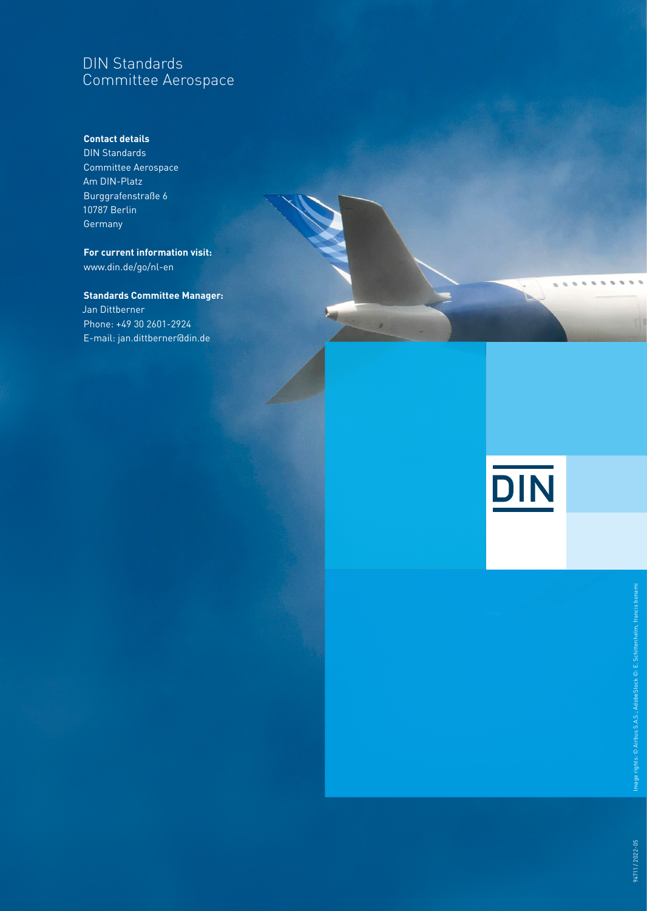# DIN Standards Committee Aerospace

**Contact details**
DIN Standards
Committee Aerospace
Am DIN-Platz
Burggrafenstraße 6
10787 Berlin
Germany

**For current information visit:**
www.din.de/go/nl-en

**Standards Committee Manager:**
Jan Dittberner
Phone: +49 30 2601-2924
E-mail: jan.dittberner@din.de

DIN

Image rights: © Airbus S.A.S.; AdobeStock ©: E. Schittenhelm, francis bonami

94711 / 2022-05